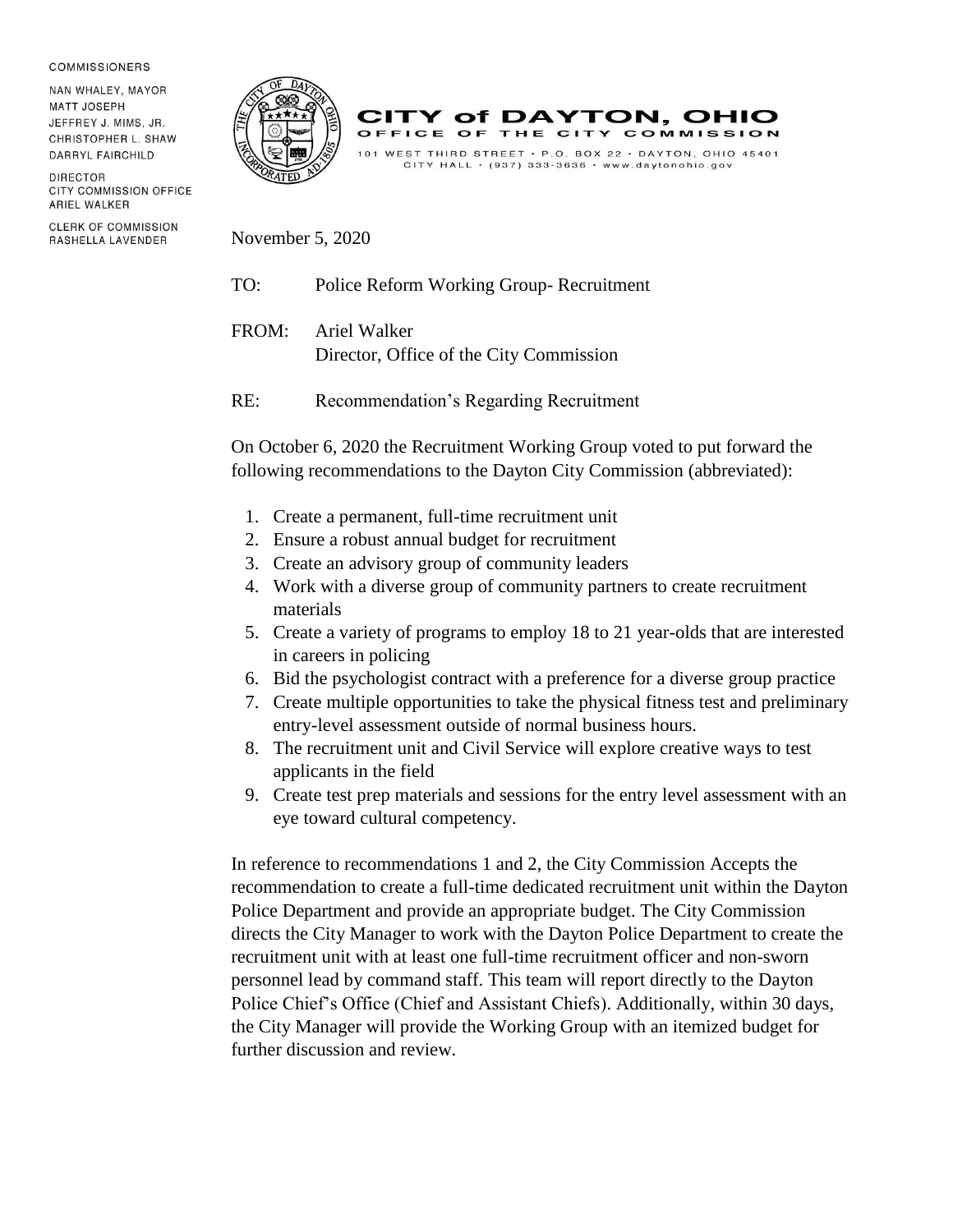COMMISSIONERS

NAN WHALEY, MAYOR
MATT JOSEPH
JEFFREY J. MIMS, JR.
CHRISTOPHER L. SHAW
DARRYL FAIRCHILD

DIRECTOR
CITY COMMISSION OFFICE
ARIEL WALKER

CLERK OF COMMISSION
RASHELLA LAVENDER

# CITY of DAYTON, OHIO
## OFFICE OF THE CITY COMMISSION

101 WEST THIRD STREET • P.O. BOX 22 • DAYTON, OHIO 45401
CITY HALL • (937) 333-3636 • www.daytonohio.gov

November 5, 2020

TO: Police Reform Working Group- Recruitment

FROM: Ariel Walker
Director, Office of the City Commission

RE: Recommendation's Regarding Recruitment

On October 6, 2020 the Recruitment Working Group voted to put forward the following recommendations to the Dayton City Commission (abbreviated):

1. Create a permanent, full-time recruitment unit
2. Ensure a robust annual budget for recruitment
3. Create an advisory group of community leaders
4. Work with a diverse group of community partners to create recruitment materials
5. Create a variety of programs to employ 18 to 21 year-olds that are interested in careers in policing
6. Bid the psychologist contract with a preference for a diverse group practice
7. Create multiple opportunities to take the physical fitness test and preliminary entry-level assessment outside of normal business hours.
8. The recruitment unit and Civil Service will explore creative ways to test applicants in the field
9. Create test prep materials and sessions for the entry level assessment with an eye toward cultural competency.

In reference to recommendations 1 and 2, the City Commission Accepts the recommendation to create a full-time dedicated recruitment unit within the Dayton Police Department and provide an appropriate budget. The City Commission directs the City Manager to work with the Dayton Police Department to create the recruitment unit with at least one full-time recruitment officer and non-sworn personnel lead by command staff. This team will report directly to the Dayton Police Chief's Office (Chief and Assistant Chiefs). Additionally, within 30 days, the City Manager will provide the Working Group with an itemized budget for further discussion and review.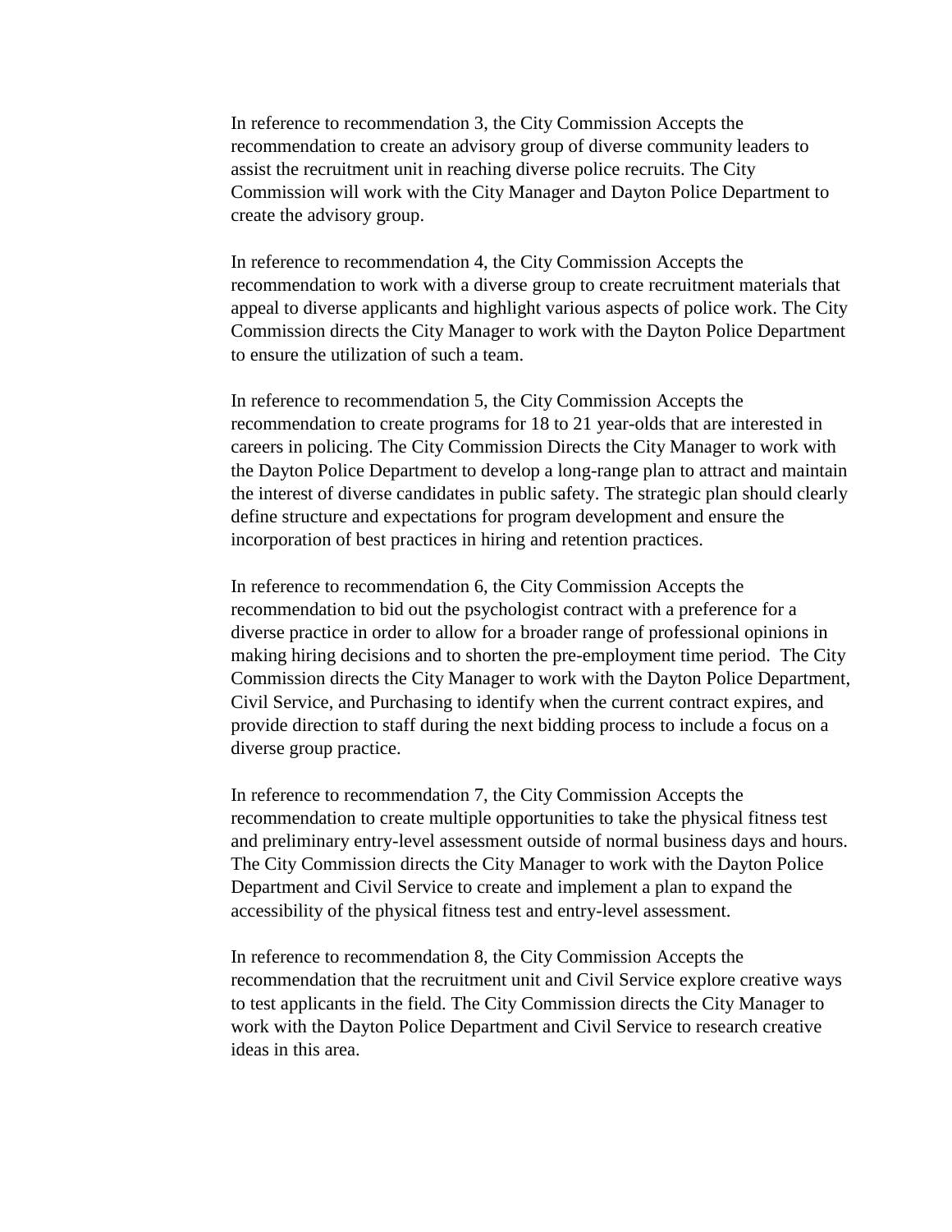In reference to recommendation 3, the City Commission Accepts the recommendation to create an advisory group of diverse community leaders to assist the recruitment unit in reaching diverse police recruits. The City Commission will work with the City Manager and Dayton Police Department to create the advisory group.

In reference to recommendation 4, the City Commission Accepts the recommendation to work with a diverse group to create recruitment materials that appeal to diverse applicants and highlight various aspects of police work. The City Commission directs the City Manager to work with the Dayton Police Department to ensure the utilization of such a team.

In reference to recommendation 5, the City Commission Accepts the recommendation to create programs for 18 to 21 year-olds that are interested in careers in policing. The City Commission Directs the City Manager to work with the Dayton Police Department to develop a long-range plan to attract and maintain the interest of diverse candidates in public safety. The strategic plan should clearly define structure and expectations for program development and ensure the incorporation of best practices in hiring and retention practices.

In reference to recommendation 6, the City Commission Accepts the recommendation to bid out the psychologist contract with a preference for a diverse practice in order to allow for a broader range of professional opinions in making hiring decisions and to shorten the pre-employment time period. The City Commission directs the City Manager to work with the Dayton Police Department, Civil Service, and Purchasing to identify when the current contract expires, and provide direction to staff during the next bidding process to include a focus on a diverse group practice.

In reference to recommendation 7, the City Commission Accepts the recommendation to create multiple opportunities to take the physical fitness test and preliminary entry-level assessment outside of normal business days and hours. The City Commission directs the City Manager to work with the Dayton Police Department and Civil Service to create and implement a plan to expand the accessibility of the physical fitness test and entry-level assessment.

In reference to recommendation 8, the City Commission Accepts the recommendation that the recruitment unit and Civil Service explore creative ways to test applicants in the field. The City Commission directs the City Manager to work with the Dayton Police Department and Civil Service to research creative ideas in this area.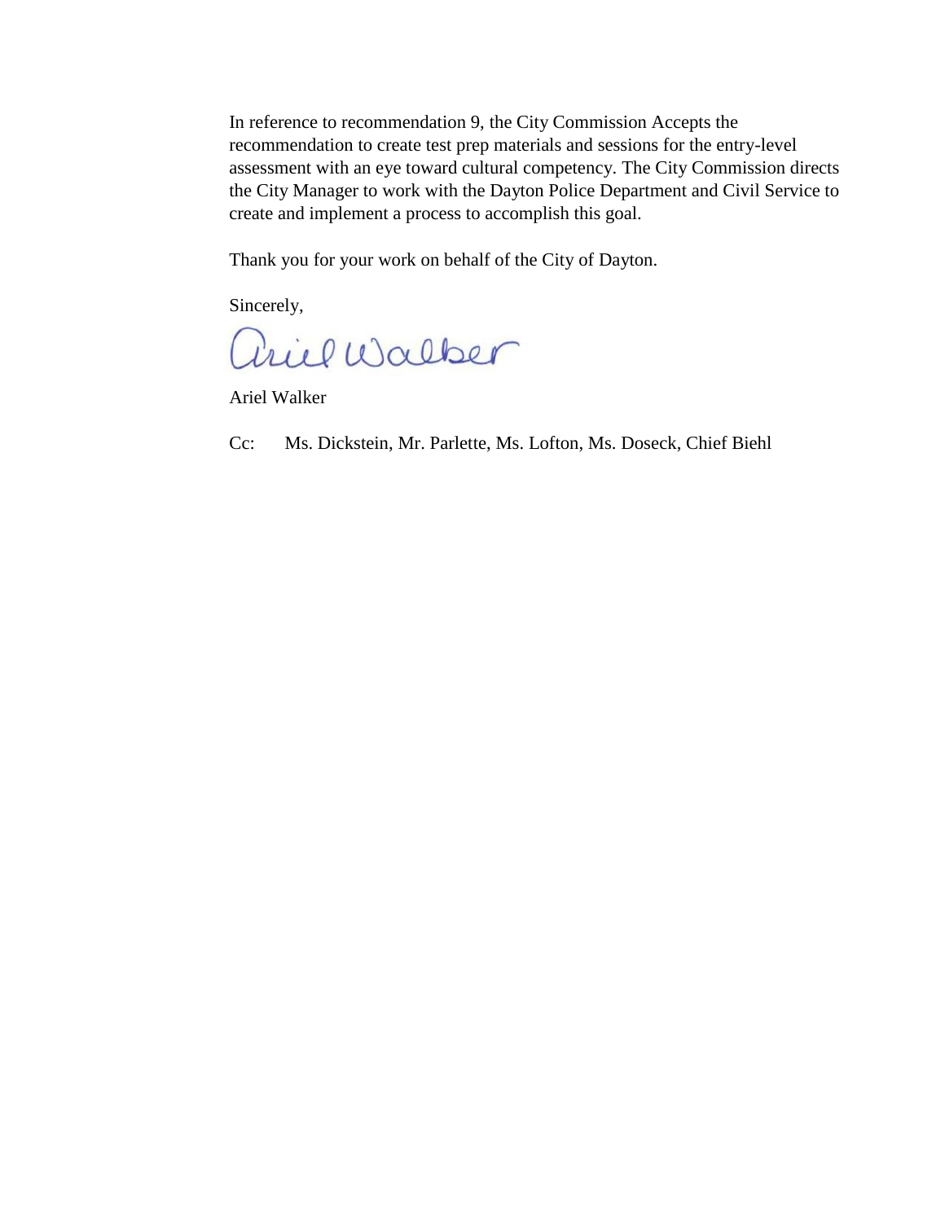In reference to recommendation 9, the City Commission Accepts the recommendation to create test prep materials and sessions for the entry-level assessment with an eye toward cultural competency. The City Commission directs the City Manager to work with the Dayton Police Department and Civil Service to create and implement a process to accomplish this goal.

Thank you for your work on behalf of the City of Dayton.

Sincerely,

Ariel Walker

Ariel Walker

Cc: Ms. Dickstein, Mr. Parlette, Ms. Lofton, Ms. Doseck, Chief Biehl